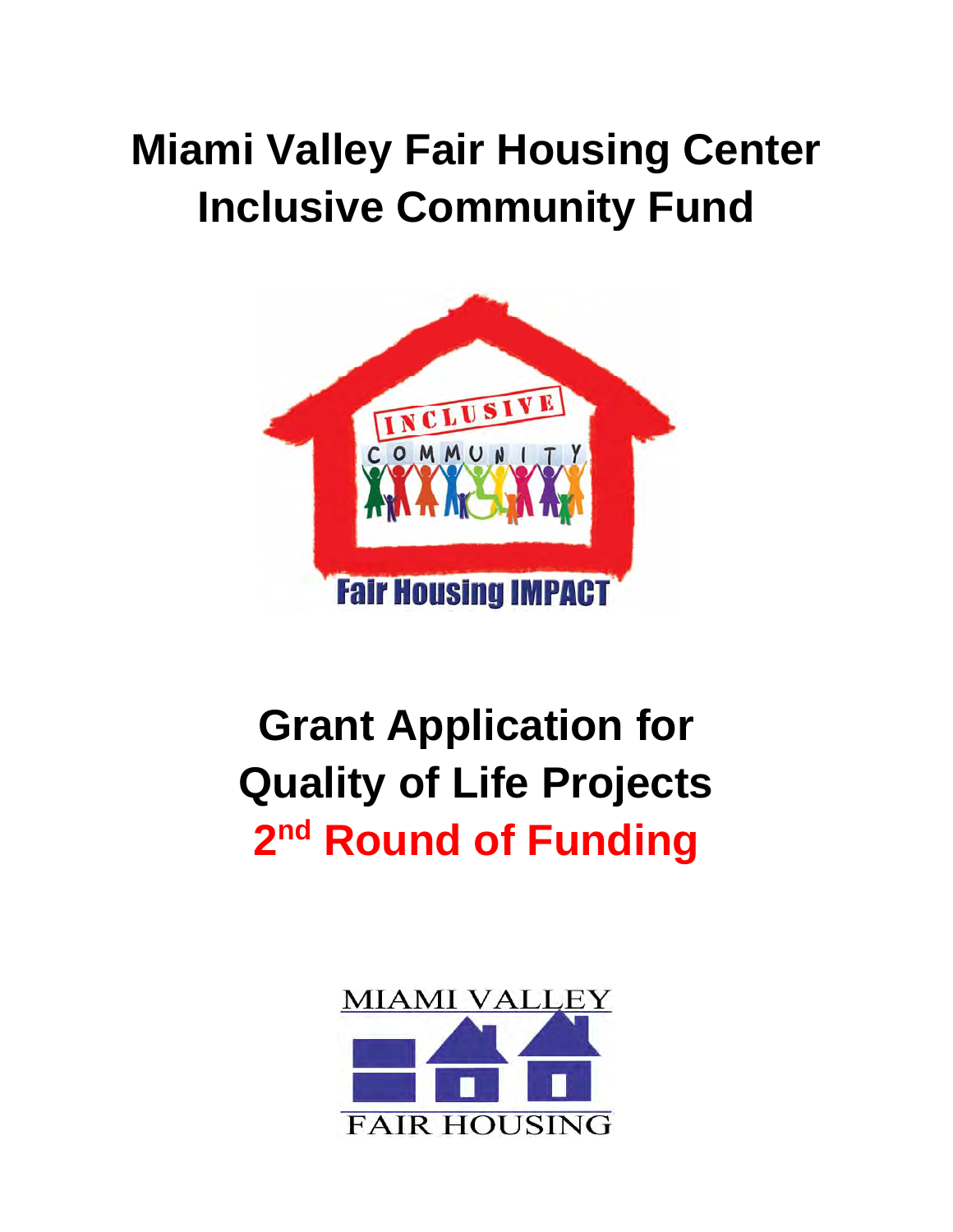# Miami Valley Fair Housing Center
# Inclusive Community Fund

INCLUSIVE

COMMUNITY

Fair Housing IMPACT

# Grant Application for
# Quality of Life Projects
# 2nd Round of Funding

MIAMI VALLEY

FAIR HOUSING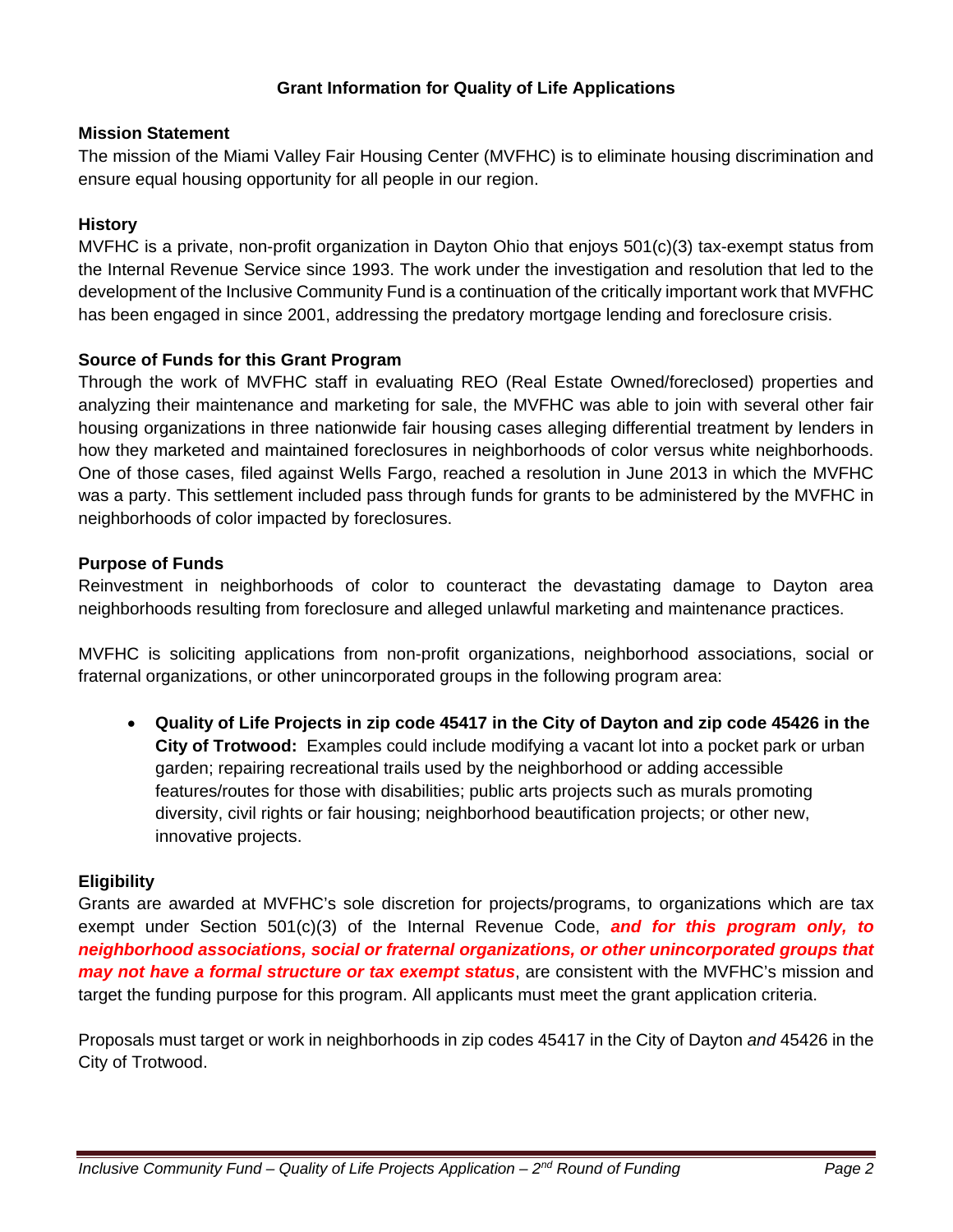## Grant Information for Quality of Life Applications

### Mission Statement

The mission of the Miami Valley Fair Housing Center (MVFHC) is to eliminate housing discrimination and ensure equal housing opportunity for all people in our region.

### History

MVFHC is a private, non-profit organization in Dayton Ohio that enjoys 501(c)(3) tax-exempt status from the Internal Revenue Service since 1993. The work under the investigation and resolution that led to the development of the Inclusive Community Fund is a continuation of the critically important work that MVFHC has been engaged in since 2001, addressing the predatory mortgage lending and foreclosure crisis.

### Source of Funds for this Grant Program

Through the work of MVFHC staff in evaluating REO (Real Estate Owned/foreclosed) properties and analyzing their maintenance and marketing for sale, the MVFHC was able to join with several other fair housing organizations in three nationwide fair housing cases alleging differential treatment by lenders in how they marketed and maintained foreclosures in neighborhoods of color versus white neighborhoods. One of those cases, filed against Wells Fargo, reached a resolution in June 2013 in which the MVFHC was a party. This settlement included pass through funds for grants to be administered by the MVFHC in neighborhoods of color impacted by foreclosures.

### Purpose of Funds

Reinvestment in neighborhoods of color to counteract the devastating damage to Dayton area neighborhoods resulting from foreclosure and alleged unlawful marketing and maintenance practices.

MVFHC is soliciting applications from non-profit organizations, neighborhood associations, social or fraternal organizations, or other unincorporated groups in the following program area:

- **Quality of Life Projects in zip code 45417 in the City of Dayton and zip code 45426 in the City of Trotwood:** Examples could include modifying a vacant lot into a pocket park or urban garden; repairing recreational trails used by the neighborhood or adding accessible features/routes for those with disabilities; public arts projects such as murals promoting diversity, civil rights or fair housing; neighborhood beautification projects; or other new, innovative projects.

### Eligibility

Grants are awarded at MVFHC's sole discretion for projects/programs, to organizations which are tax exempt under Section 501(c)(3) of the Internal Revenue Code, ***and for this program only, to neighborhood associations, social or fraternal organizations, or other unincorporated groups that may not have a formal structure or tax exempt status***, are consistent with the MVFHC's mission and target the funding purpose for this program. All applicants must meet the grant application criteria.

Proposals must target or work in neighborhoods in zip codes 45417 in the City of Dayton *and* 45426 in the City of Trotwood.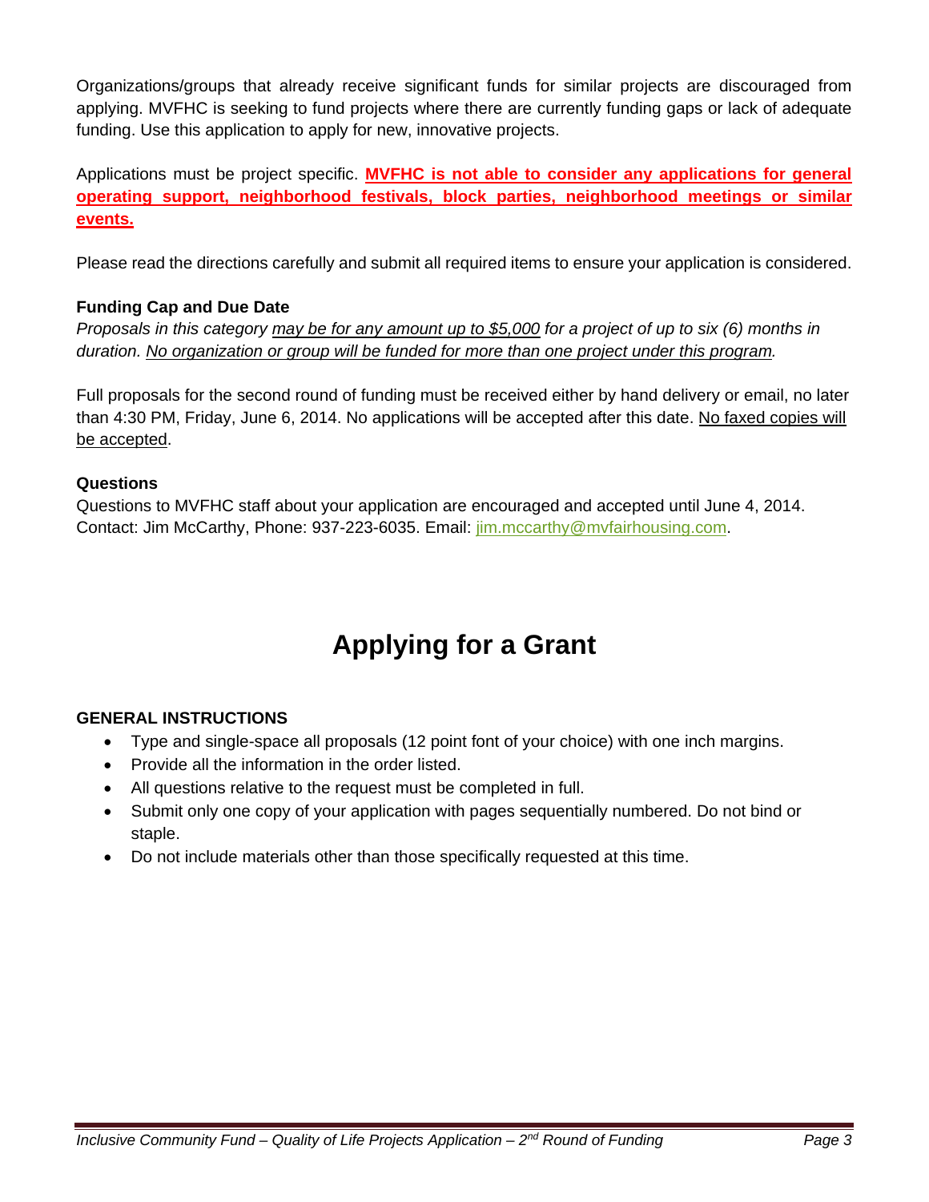Organizations/groups that already receive significant funds for similar projects are discouraged from applying. MVFHC is seeking to fund projects where there are currently funding gaps or lack of adequate funding. Use this application to apply for new, innovative projects.

Applications must be project specific. **MVFHC is not able to consider any applications for general operating support, neighborhood festivals, block parties, neighborhood meetings or similar events.**

Please read the directions carefully and submit all required items to ensure your application is considered.

**Funding Cap and Due Date**

*Proposals in this category may be for any amount up to $5,000 for a project of up to six (6) months in duration. No organization or group will be funded for more than one project under this program.*

Full proposals for the second round of funding must be received either by hand delivery or email, no later than 4:30 PM, Friday, June 6, 2014. No applications will be accepted after this date. No faxed copies will be accepted.

**Questions**

Questions to MVFHC staff about your application are encouraged and accepted until June 4, 2014. Contact: Jim McCarthy, Phone: 937-223-6035. Email: jim.mccarthy@mvfairhousing.com.

# Applying for a Grant

**GENERAL INSTRUCTIONS**

- Type and single-space all proposals (12 point font of your choice) with one inch margins.
- Provide all the information in the order listed.
- All questions relative to the request must be completed in full.
- Submit only one copy of your application with pages sequentially numbered. Do not bind or staple.
- Do not include materials other than those specifically requested at this time.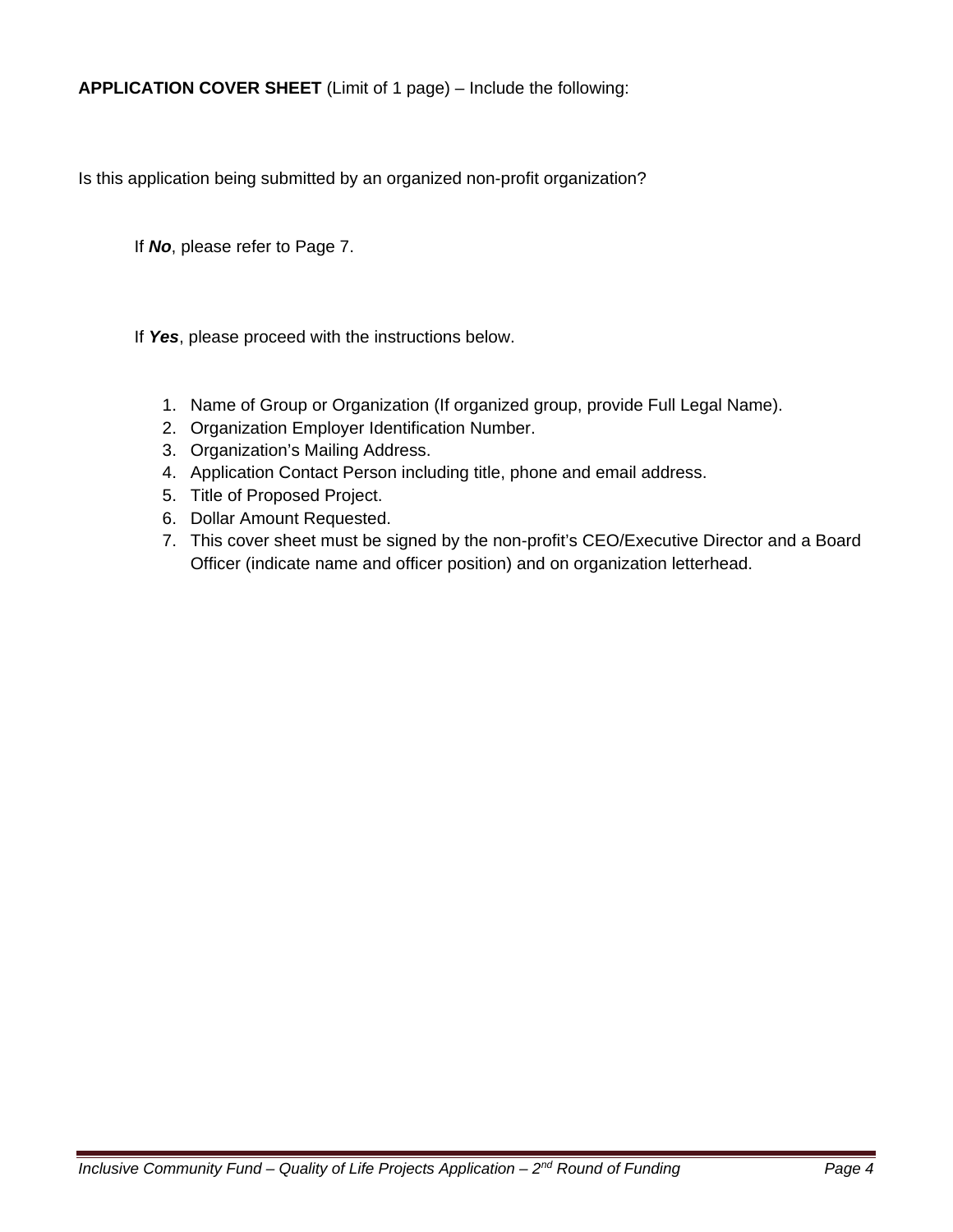**APPLICATION COVER SHEET** (Limit of 1 page) – Include the following:

Is this application being submitted by an organized non-profit organization?

If ***No***, please refer to Page 7.

If ***Yes***, please proceed with the instructions below.

1. Name of Group or Organization (If organized group, provide Full Legal Name).
2. Organization Employer Identification Number.
3. Organization's Mailing Address.
4. Application Contact Person including title, phone and email address.
5. Title of Proposed Project.
6. Dollar Amount Requested.
7. This cover sheet must be signed by the non-profit's CEO/Executive Director and a Board Officer (indicate name and officer position) and on organization letterhead.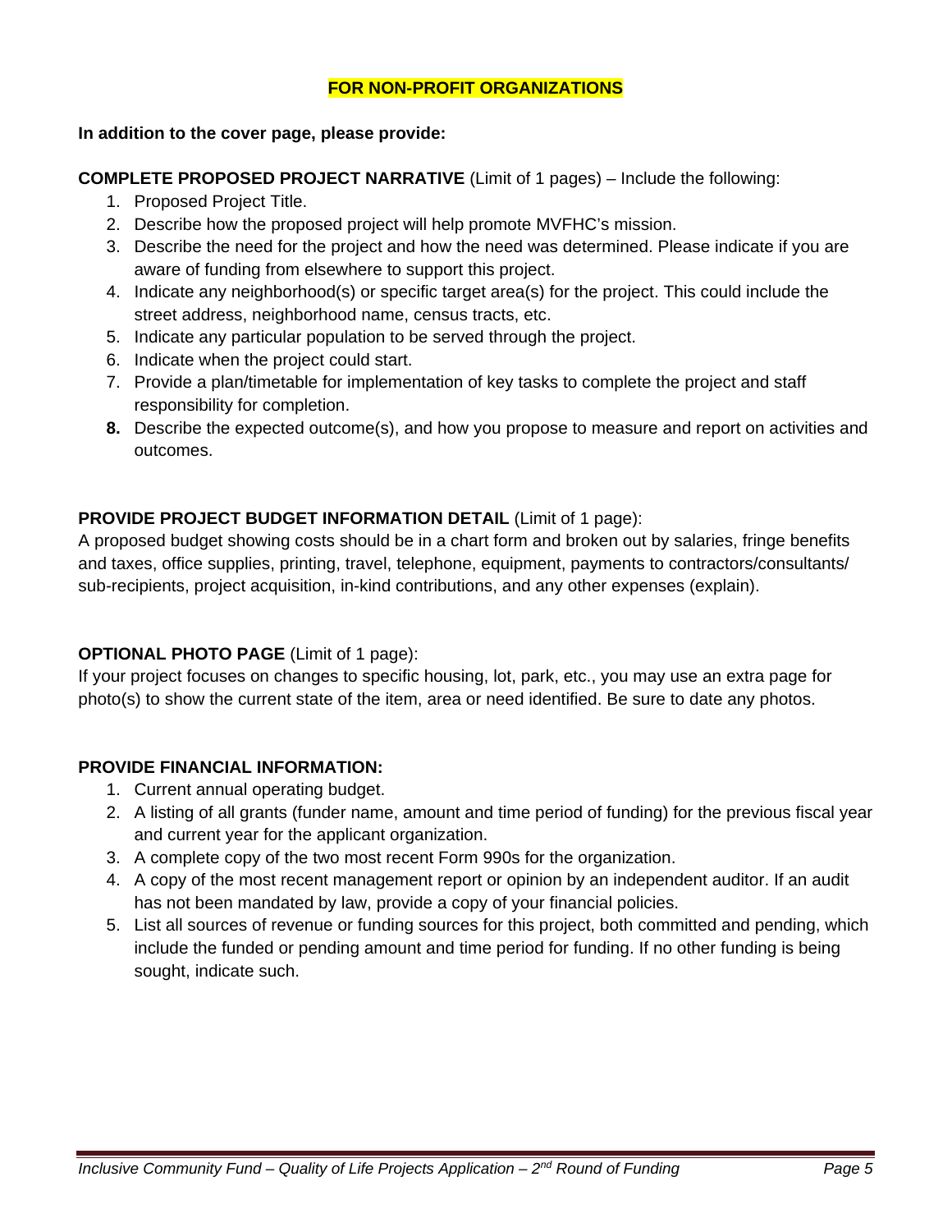**FOR NON-PROFIT ORGANIZATIONS**

**In addition to the cover page, please provide:**

**COMPLETE PROPOSED PROJECT NARRATIVE** (Limit of 1 pages) – Include the following:

1. Proposed Project Title.
2. Describe how the proposed project will help promote MVFHC's mission.
3. Describe the need for the project and how the need was determined. Please indicate if you are aware of funding from elsewhere to support this project.
4. Indicate any neighborhood(s) or specific target area(s) for the project. This could include the street address, neighborhood name, census tracts, etc.
5. Indicate any particular population to be served through the project.
6. Indicate when the project could start.
7. Provide a plan/timetable for implementation of key tasks to complete the project and staff responsibility for completion.
8. Describe the expected outcome(s), and how you propose to measure and report on activities and outcomes.

**PROVIDE PROJECT BUDGET INFORMATION DETAIL** (Limit of 1 page):
A proposed budget showing costs should be in a chart form and broken out by salaries, fringe benefits and taxes, office supplies, printing, travel, telephone, equipment, payments to contractors/consultants/ sub-recipients, project acquisition, in-kind contributions, and any other expenses (explain).

**OPTIONAL PHOTO PAGE** (Limit of 1 page):
If your project focuses on changes to specific housing, lot, park, etc., you may use an extra page for photo(s) to show the current state of the item, area or need identified. Be sure to date any photos.

**PROVIDE FINANCIAL INFORMATION:**

1. Current annual operating budget.
2. A listing of all grants (funder name, amount and time period of funding) for the previous fiscal year and current year for the applicant organization.
3. A complete copy of the two most recent Form 990s for the organization.
4. A copy of the most recent management report or opinion by an independent auditor. If an audit has not been mandated by law, provide a copy of your financial policies.
5. List all sources of revenue or funding sources for this project, both committed and pending, which include the funded or pending amount and time period for funding. If no other funding is being sought, indicate such.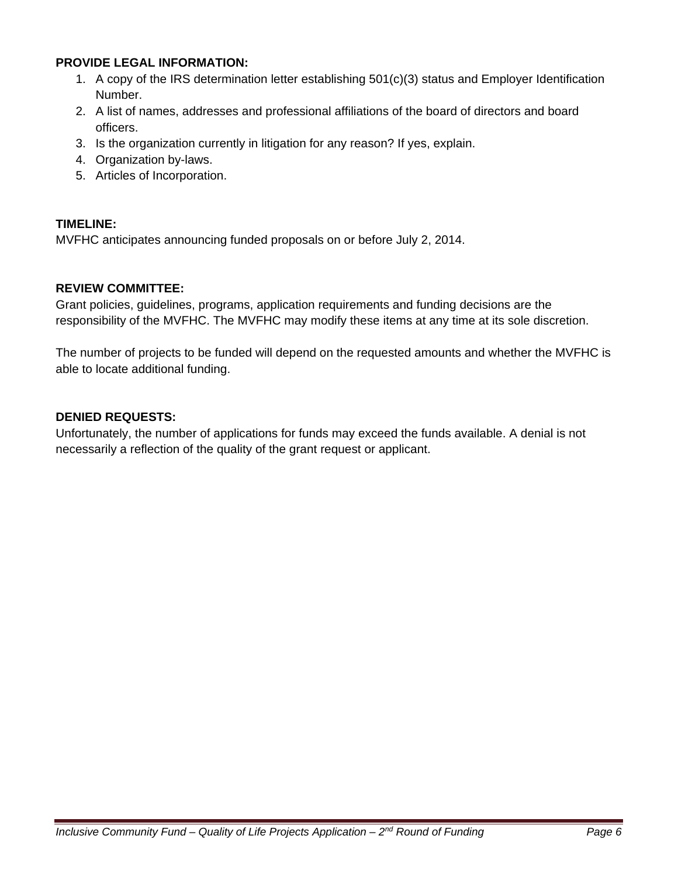**PROVIDE LEGAL INFORMATION:**

1. A copy of the IRS determination letter establishing 501(c)(3) status and Employer Identification Number.
2. A list of names, addresses and professional affiliations of the board of directors and board officers.
3. Is the organization currently in litigation for any reason? If yes, explain.
4. Organization by-laws.
5. Articles of Incorporation.

**TIMELINE:**

MVFHC anticipates announcing funded proposals on or before July 2, 2014.

**REVIEW COMMITTEE:**

Grant policies, guidelines, programs, application requirements and funding decisions are the responsibility of the MVFHC. The MVFHC may modify these items at any time at its sole discretion.

The number of projects to be funded will depend on the requested amounts and whether the MVFHC is able to locate additional funding.

**DENIED REQUESTS:**

Unfortunately, the number of applications for funds may exceed the funds available. A denial is not necessarily a reflection of the quality of the grant request or applicant.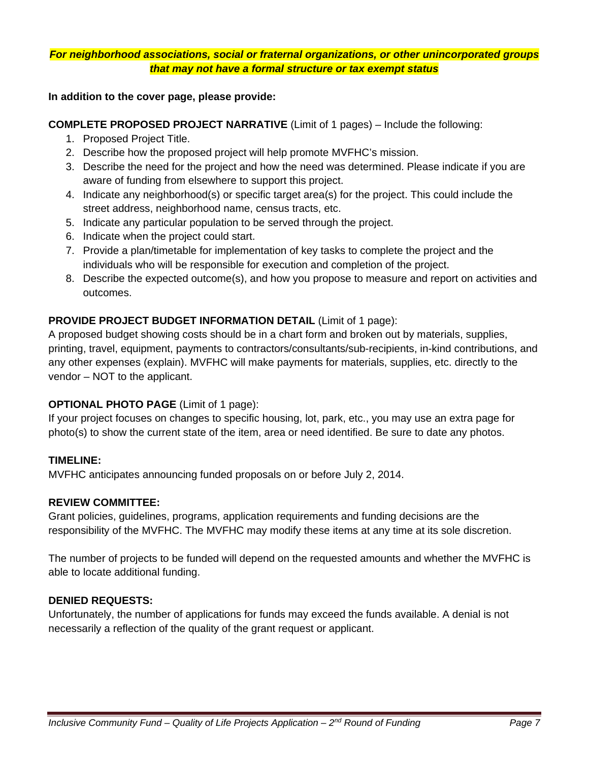***For neighborhood associations, social or fraternal organizations, or other unincorporated groups that may not have a formal structure or tax exempt status***

**In addition to the cover page, please provide:**

**COMPLETE PROPOSED PROJECT NARRATIVE** (Limit of 1 pages) – Include the following:

1. Proposed Project Title.
2. Describe how the proposed project will help promote MVFHC's mission.
3. Describe the need for the project and how the need was determined. Please indicate if you are aware of funding from elsewhere to support this project.
4. Indicate any neighborhood(s) or specific target area(s) for the project. This could include the street address, neighborhood name, census tracts, etc.
5. Indicate any particular population to be served through the project.
6. Indicate when the project could start.
7. Provide a plan/timetable for implementation of key tasks to complete the project and the individuals who will be responsible for execution and completion of the project.
8. Describe the expected outcome(s), and how you propose to measure and report on activities and outcomes.

**PROVIDE PROJECT BUDGET INFORMATION DETAIL** (Limit of 1 page):

A proposed budget showing costs should be in a chart form and broken out by materials, supplies, printing, travel, equipment, payments to contractors/consultants/sub-recipients, in-kind contributions, and any other expenses (explain). MVFHC will make payments for materials, supplies, etc. directly to the vendor – NOT to the applicant.

**OPTIONAL PHOTO PAGE** (Limit of 1 page):

If your project focuses on changes to specific housing, lot, park, etc., you may use an extra page for photo(s) to show the current state of the item, area or need identified. Be sure to date any photos.

**TIMELINE:**

MVFHC anticipates announcing funded proposals on or before July 2, 2014.

**REVIEW COMMITTEE:**

Grant policies, guidelines, programs, application requirements and funding decisions are the responsibility of the MVFHC. The MVFHC may modify these items at any time at its sole discretion.

The number of projects to be funded will depend on the requested amounts and whether the MVFHC is able to locate additional funding.

**DENIED REQUESTS:**

Unfortunately, the number of applications for funds may exceed the funds available. A denial is not necessarily a reflection of the quality of the grant request or applicant.